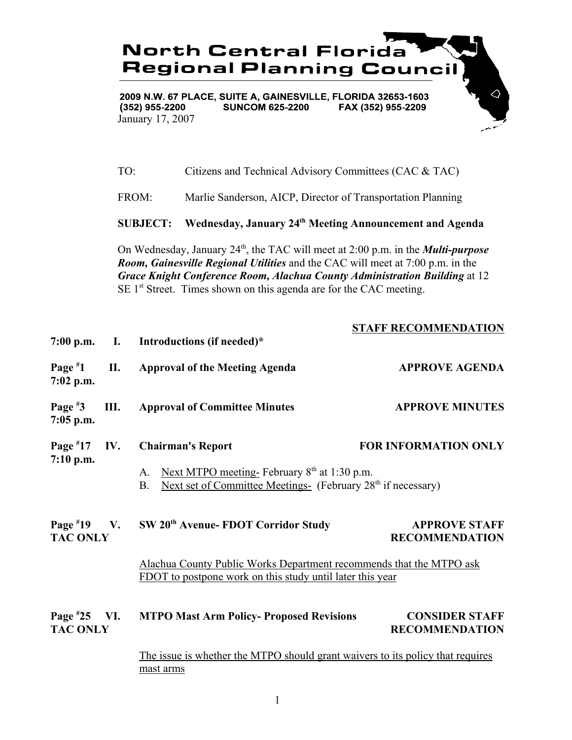# North Central Florida Regional Planning Council

**2009 N.W. 67 PLACE, SUITE A, GAINESVILLE, FLORIDA 32653-1603**
**(352) 955-2200 SUNCOM 625-2200 FAX (352) 955-2209**

January 17, 2007

TO: Citizens and Technical Advisory Committees (CAC & TAC)

FROM: Marlie Sanderson, AICP, Director of Transportation Planning

**SUBJECT: Wednesday, January 24th Meeting Announcement and Agenda**

On Wednesday, January 24th, the TAC will meet at 2:00 p.m. in the ***Multi-purpose Room, Gainesville Regional Utilities*** and the CAC will meet at 7:00 p.m. in the ***Grace Knight Conference Room, Alachua County Administration Building*** at 12 SE 1st Street. Times shown on this agenda are for the CAC meeting.

| | | | **STAFF RECOMMENDATION** |
|---|---|---|---|
| **7:00 p.m.** | **I.** | **Introductions (if needed)*** | |
| **Page #1 7:02 p.m.** | **II.** | **Approval of the Meeting Agenda** | **APPROVE AGENDA** |
| **Page #3 7:05 p.m.** | **III.** | **Approval of Committee Minutes** | **APPROVE MINUTES** |
| **Page #17 7:10 p.m.** | **IV.** | **Chairman's Report** | **FOR INFORMATION ONLY** |

A. Next MTPO meeting- February 8th at 1:30 p.m.

B. Next set of Committee Meetings- (February 28th if necessary)

| | | | |
|---|---|---|---|
| **Page #19 TAC ONLY** | **V.** | **SW 20th Avenue- FDOT Corridor Study** | **APPROVE STAFF RECOMMENDATION** |

Alachua County Public Works Department recommends that the MTPO ask FDOT to postpone work on this study until later this year

| | | | |
|---|---|---|---|
| **Page #25 TAC ONLY** | **VI.** | **MTPO Mast Arm Policy- Proposed Revisions** | **CONSIDER STAFF RECOMMENDATION** |

The issue is whether the MTPO should grant waivers to its policy that requires mast arms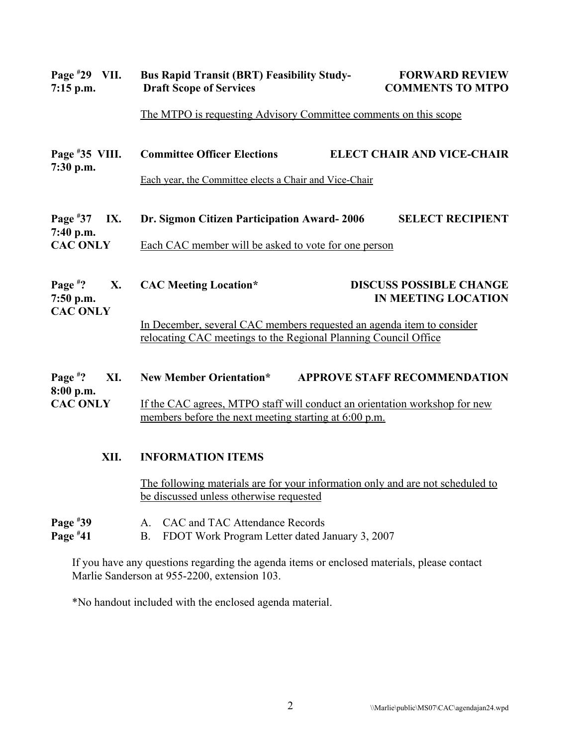**Page #29 VII. 7:15 p.m.** **Bus Rapid Transit (BRT) Feasibility Study- Draft Scope of Services** **FORWARD REVIEW COMMENTS TO MTPO**

The MTPO is requesting Advisory Committee comments on this scope

**Page #35 VIII. 7:30 p.m.** **Committee Officer Elections** **ELECT CHAIR AND VICE-CHAIR**

Each year, the Committee elects a Chair and Vice-Chair

**Page #37 IX. 7:40 p.m. CAC ONLY** **Dr. Sigmon Citizen Participation Award- 2006** **SELECT RECIPIENT**

Each CAC member will be asked to vote for one person

**Page #? X. 7:50 p.m. CAC ONLY** **CAC Meeting Location*** **DISCUSS POSSIBLE CHANGE IN MEETING LOCATION**

In December, several CAC members requested an agenda item to consider relocating CAC meetings to the Regional Planning Council Office

**Page #? XI. 8:00 p.m. CAC ONLY** **New Member Orientation*** **APPROVE STAFF RECOMMENDATION**

If the CAC agrees, MTPO staff will conduct an orientation workshop for new members before the next meeting starting at 6:00 p.m.

**XII. INFORMATION ITEMS**

The following materials are for your information only and are not scheduled to be discussed unless otherwise requested

**Page #39** A. CAC and TAC Attendance Records
**Page #41** B. FDOT Work Program Letter dated January 3, 2007

If you have any questions regarding the agenda items or enclosed materials, please contact Marlie Sanderson at 955-2200, extension 103.

*No handout included with the enclosed agenda material.